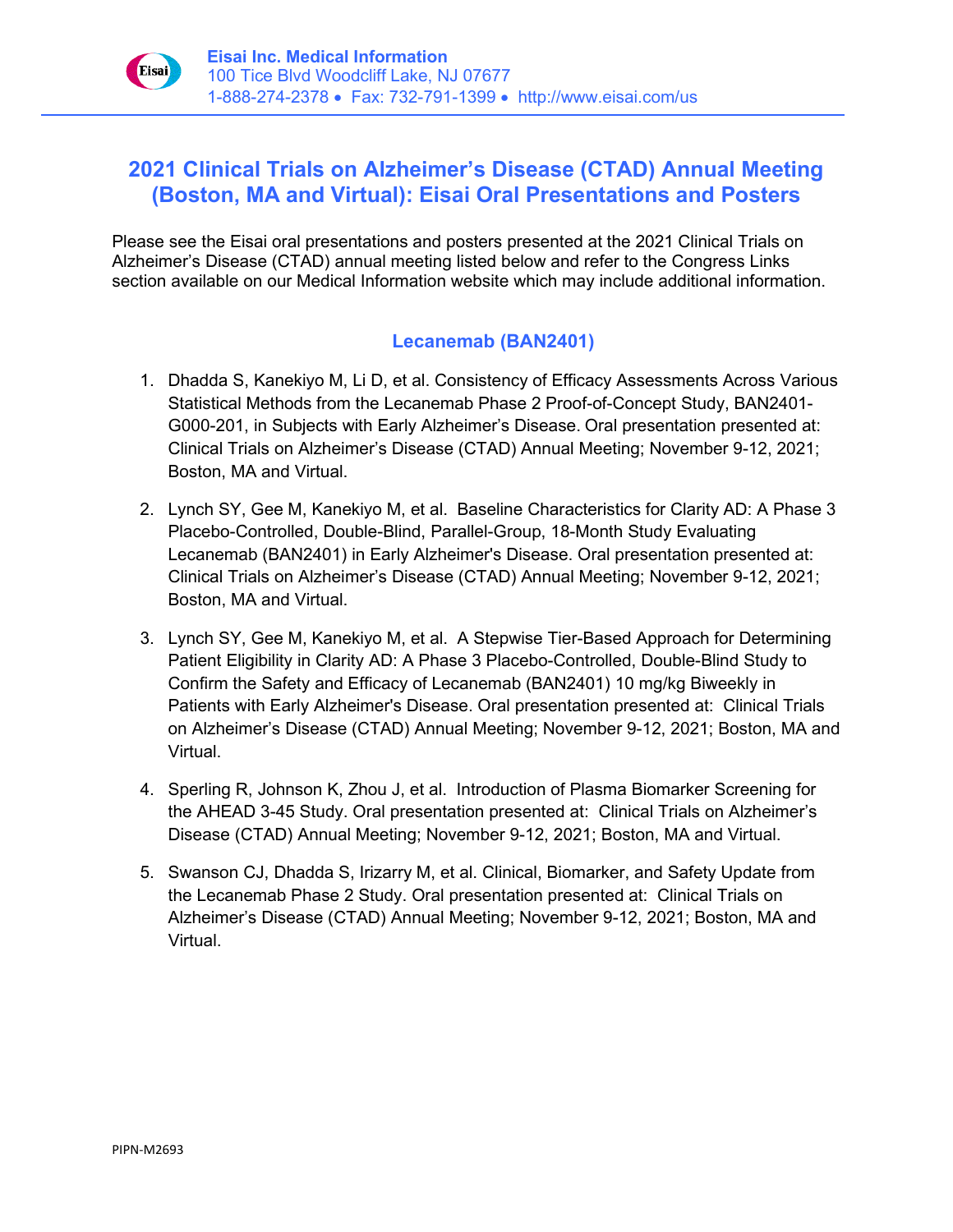**Eisai Inc. Medical Information**
100 Tice Blvd Woodcliff Lake, NJ 07677
1-888-274-2378 • Fax: 732-791-1399 • http://www.eisai.com/us

# 2021 Clinical Trials on Alzheimer's Disease (CTAD) Annual Meeting (Boston, MA and Virtual): Eisai Oral Presentations and Posters

Please see the Eisai oral presentations and posters presented at the 2021 Clinical Trials on Alzheimer's Disease (CTAD) annual meeting listed below and refer to the Congress Links section available on our Medical Information website which may include additional information.

## Lecanemab (BAN2401)

1. Dhadda S, Kanekiyo M, Li D, et al. Consistency of Efficacy Assessments Across Various Statistical Methods from the Lecanemab Phase 2 Proof-of-Concept Study, BAN2401-G000-201, in Subjects with Early Alzheimer's Disease. Oral presentation presented at: Clinical Trials on Alzheimer's Disease (CTAD) Annual Meeting; November 9-12, 2021; Boston, MA and Virtual.

2. Lynch SY, Gee M, Kanekiyo M, et al. Baseline Characteristics for Clarity AD: A Phase 3 Placebo-Controlled, Double-Blind, Parallel-Group, 18-Month Study Evaluating Lecanemab (BAN2401) in Early Alzheimer's Disease. Oral presentation presented at: Clinical Trials on Alzheimer's Disease (CTAD) Annual Meeting; November 9-12, 2021; Boston, MA and Virtual.

3. Lynch SY, Gee M, Kanekiyo M, et al. A Stepwise Tier-Based Approach for Determining Patient Eligibility in Clarity AD: A Phase 3 Placebo-Controlled, Double-Blind Study to Confirm the Safety and Efficacy of Lecanemab (BAN2401) 10 mg/kg Biweekly in Patients with Early Alzheimer's Disease. Oral presentation presented at: Clinical Trials on Alzheimer's Disease (CTAD) Annual Meeting; November 9-12, 2021; Boston, MA and Virtual.

4. Sperling R, Johnson K, Zhou J, et al. Introduction of Plasma Biomarker Screening for the AHEAD 3-45 Study. Oral presentation presented at: Clinical Trials on Alzheimer's Disease (CTAD) Annual Meeting; November 9-12, 2021; Boston, MA and Virtual.

5. Swanson CJ, Dhadda S, Irizarry M, et al. Clinical, Biomarker, and Safety Update from the Lecanemab Phase 2 Study. Oral presentation presented at: Clinical Trials on Alzheimer's Disease (CTAD) Annual Meeting; November 9-12, 2021; Boston, MA and Virtual.

PIPN-M2693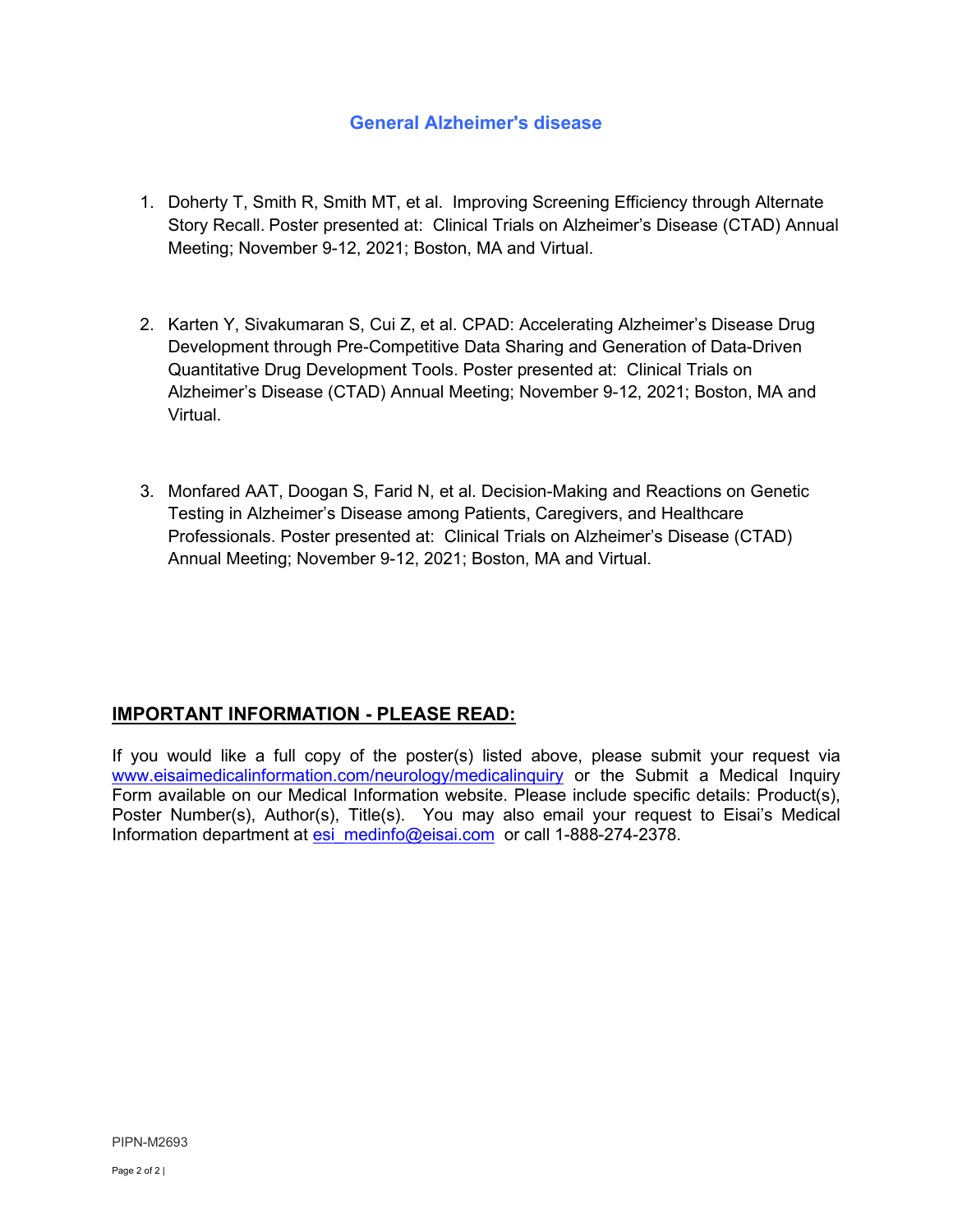## General Alzheimer's disease

1. Doherty T, Smith R, Smith MT, et al. Improving Screening Efficiency through Alternate Story Recall. Poster presented at: Clinical Trials on Alzheimer's Disease (CTAD) Annual Meeting; November 9-12, 2021; Boston, MA and Virtual.

2. Karten Y, Sivakumaran S, Cui Z, et al. CPAD: Accelerating Alzheimer's Disease Drug Development through Pre-Competitive Data Sharing and Generation of Data-Driven Quantitative Drug Development Tools. Poster presented at: Clinical Trials on Alzheimer's Disease (CTAD) Annual Meeting; November 9-12, 2021; Boston, MA and Virtual.

3. Monfared AAT, Doogan S, Farid N, et al. Decision-Making and Reactions on Genetic Testing in Alzheimer's Disease among Patients, Caregivers, and Healthcare Professionals. Poster presented at: Clinical Trials on Alzheimer's Disease (CTAD) Annual Meeting; November 9-12, 2021; Boston, MA and Virtual.

## **IMPORTANT INFORMATION - PLEASE READ:**

If you would like a full copy of the poster(s) listed above, please submit your request via www.eisaimedicalinformation.com/neurology/medicalinquiry or the Submit a Medical Inquiry Form available on our Medical Information website. Please include specific details: Product(s), Poster Number(s), Author(s), Title(s). You may also email your request to Eisai's Medical Information department at esi_medinfo@eisai.com or call 1-888-274-2378.

PIPN-M2693